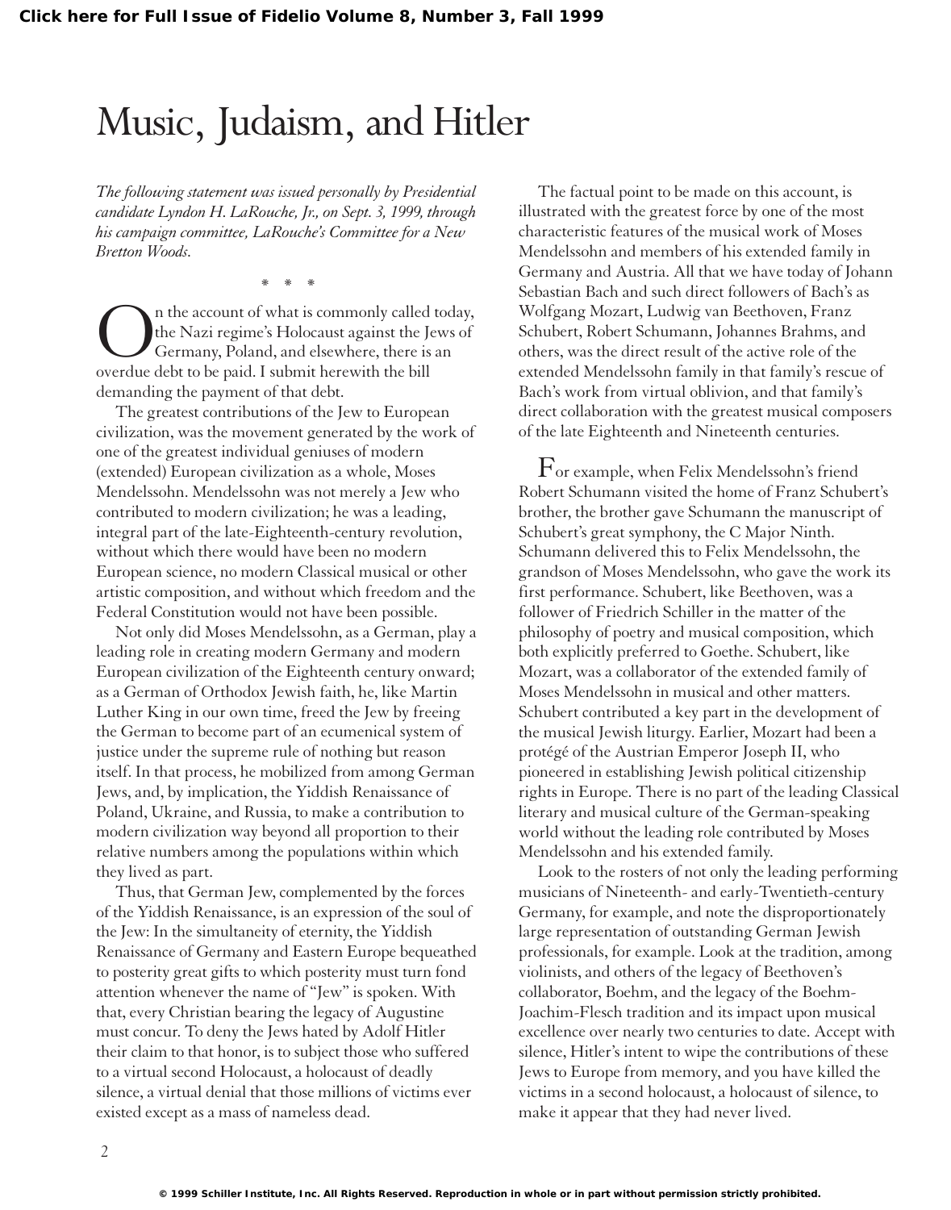# Music, Judaism, and Hitler

*The following statement was issued personally by Presidential candidate Lyndon H. LaRouche, Jr., on Sept. 3, 1999, through his campaign committee, LaRouche's Committee for a New Bretton Woods.*

\* \* \*

On the account of what is commonly called today, the Nazi regime's Holocaust against the Jews of Germany, Poland, and elsewhere, there is an overdue debt to be paid. I submit herewith the bill demanding the payment of that debt.

The greatest contributions of the Jew to European civilization, was the movement generated by the work of one of the greatest individual geniuses of modern (extended) European civilization as a whole, Moses Mendelssohn. Mendelssohn was not merely a Jew who contributed to modern civilization; he was a leading, integral part of the late-Eighteenth-century revolution, without which there would have been no modern European science, no modern Classical musical or other artistic composition, and without which freedom and the Federal Constitution would not have been possible.

Not only did Moses Mendelssohn, as a German, play a leading role in creating modern Germany and modern European civilization of the Eighteenth century onward; as a German of Orthodox Jewish faith, he, like Martin Luther King in our own time, freed the Jew by freeing the German to become part of an ecumenical system of justice under the supreme rule of nothing but reason itself. In that process, he mobilized from among German Jews, and, by implication, the Yiddish Renaissance of Poland, Ukraine, and Russia, to make a contribution to modern civilization way beyond all proportion to their relative numbers among the populations within which they lived as part.

Thus, that German Jew, complemented by the forces of the Yiddish Renaissance, is an expression of the soul of the Jew: In the simultaneity of eternity, the Yiddish Renaissance of Germany and Eastern Europe bequeathed to posterity great gifts to which posterity must turn fond attention whenever the name of "Jew" is spoken. With that, every Christian bearing the legacy of Augustine must concur. To deny the Jews hated by Adolf Hitler their claim to that honor, is to subject those who suffered to a virtual second Holocaust, a holocaust of deadly silence, a virtual denial that those millions of victims ever existed except as a mass of nameless dead.

The factual point to be made on this account, is illustrated with the greatest force by one of the most characteristic features of the musical work of Moses Mendelssohn and members of his extended family in Germany and Austria. All that we have today of Johann Sebastian Bach and such direct followers of Bach's as Wolfgang Mozart, Ludwig van Beethoven, Franz Schubert, Robert Schumann, Johannes Brahms, and others, was the direct result of the active role of the extended Mendelssohn family in that family's rescue of Bach's work from virtual oblivion, and that family's direct collaboration with the greatest musical composers of the late Eighteenth and Nineteenth centuries.

For example, when Felix Mendelssohn's friend Robert Schumann visited the home of Franz Schubert's brother, the brother gave Schumann the manuscript of Schubert's great symphony, the C Major Ninth. Schumann delivered this to Felix Mendelssohn, the grandson of Moses Mendelssohn, who gave the work its first performance. Schubert, like Beethoven, was a follower of Friedrich Schiller in the matter of the philosophy of poetry and musical composition, which both explicitly preferred to Goethe. Schubert, like Mozart, was a collaborator of the extended family of Moses Mendelssohn in musical and other matters. Schubert contributed a key part in the development of the musical Jewish liturgy. Earlier, Mozart had been a protégé of the Austrian Emperor Joseph II, who pioneered in establishing Jewish political citizenship rights in Europe. There is no part of the leading Classical literary and musical culture of the German-speaking world without the leading role contributed by Moses Mendelssohn and his extended family.

Look to the rosters of not only the leading performing musicians of Nineteenth- and early-Twentieth-century Germany, for example, and note the disproportionately large representation of outstanding German Jewish professionals, for example. Look at the tradition, among violinists, and others of the legacy of Beethoven's collaborator, Boehm, and the legacy of the Boehm-Joachim-Flesch tradition and its impact upon musical excellence over nearly two centuries to date. Accept with silence, Hitler's intent to wipe the contributions of these Jews to Europe from memory, and you have killed the victims in a second holocaust, a holocaust of silence, to make it appear that they had never lived.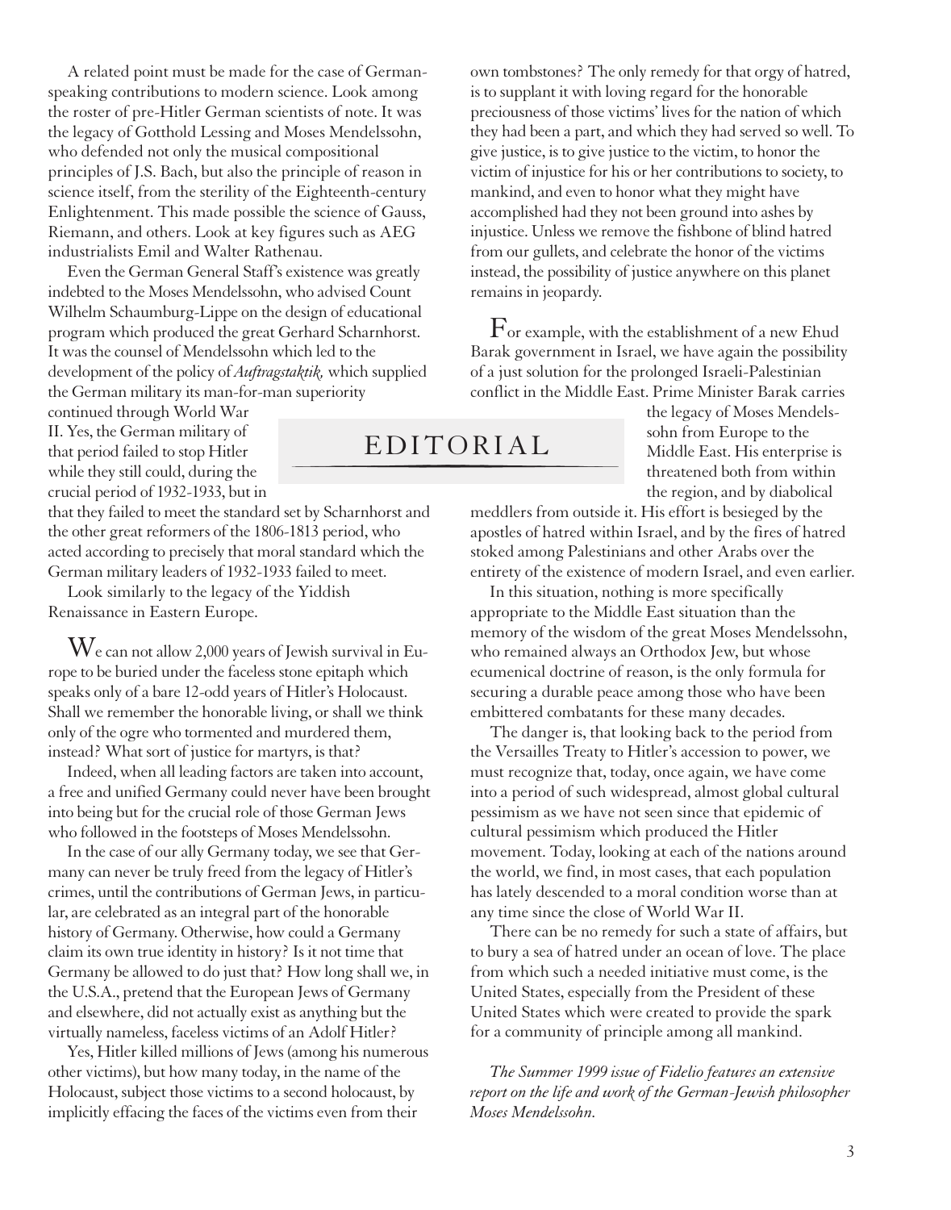A related point must be made for the case of German-speaking contributions to modern science. Look among the roster of pre-Hitler German scientists of note. It was the legacy of Gotthold Lessing and Moses Mendelssohn, who defended not only the musical compositional principles of J.S. Bach, but also the principle of reason in science itself, from the sterility of the Eighteenth-century Enlightenment. This made possible the science of Gauss, Riemann, and others. Look at key figures such as AEG industrialists Emil and Walter Rathenau.

Even the German General Staff's existence was greatly indebted to the Moses Mendelssohn, who advised Count Wilhelm Schaumburg-Lippe on the design of educational program which produced the great Gerhard Scharnhorst. It was the counsel of Mendelssohn which led to the development of the policy of *Auftragstaktik,* which supplied the German military its man-for-man superiority continued through World War II. Yes, the German military of that period failed to stop Hitler while they still could, during the crucial period of 1932-1933, but in that they failed to meet the standard set by Scharnhorst and the other great reformers of the 1806-1813 period, who acted according to precisely that moral standard which the German military leaders of 1932-1933 failed to meet.

Look similarly to the legacy of the Yiddish Renaissance in Eastern Europe.

# EDITORIAL

We can not allow 2,000 years of Jewish survival in Europe to be buried under the faceless stone epitaph which speaks only of a bare 12-odd years of Hitler's Holocaust. Shall we remember the honorable living, or shall we think only of the ogre who tormented and murdered them, instead? What sort of justice for martyrs, is that?

Indeed, when all leading factors are taken into account, a free and unified Germany could never have been brought into being but for the crucial role of those German Jews who followed in the footsteps of Moses Mendelssohn.

In the case of our ally Germany today, we see that Germany can never be truly freed from the legacy of Hitler's crimes, until the contributions of German Jews, in particular, are celebrated as an integral part of the honorable history of Germany. Otherwise, how could a Germany claim its own true identity in history? Is it not time that Germany be allowed to do just that? How long shall we, in the U.S.A., pretend that the European Jews of Germany and elsewhere, did not actually exist as anything but the virtually nameless, faceless victims of an Adolf Hitler?

Yes, Hitler killed millions of Jews (among his numerous other victims), but how many today, in the name of the Holocaust, subject those victims to a second holocaust, by implicitly effacing the faces of the victims even from their own tombstones? The only remedy for that orgy of hatred, is to supplant it with loving regard for the honorable preciousness of those victims' lives for the nation of which they had been a part, and which they had served so well. To give justice, is to give justice to the victim, to honor the victim of injustice for his or her contributions to society, to mankind, and even to honor what they might have accomplished had they not been ground into ashes by injustice. Unless we remove the fishbone of blind hatred from our gullets, and celebrate the honor of the victims instead, the possibility of justice anywhere on this planet remains in jeopardy.

For example, with the establishment of a new Ehud Barak government in Israel, we have again the possibility of a just solution for the prolonged Israeli-Palestinian conflict in the Middle East. Prime Minister Barak carries the legacy of Moses Mendelssohn from Europe to the Middle East. His enterprise is threatened both from within the region, and by diabolical meddlers from outside it. His effort is besieged by the apostles of hatred within Israel, and by the fires of hatred stoked among Palestinians and other Arabs over the entirety of the existence of modern Israel, and even earlier.

In this situation, nothing is more specifically appropriate to the Middle East situation than the memory of the wisdom of the great Moses Mendelssohn, who remained always an Orthodox Jew, but whose ecumenical doctrine of reason, is the only formula for securing a durable peace among those who have been embittered combatants for these many decades.

The danger is, that looking back to the period from the Versailles Treaty to Hitler's accession to power, we must recognize that, today, once again, we have come into a period of such widespread, almost global cultural pessimism as we have not seen since that epidemic of cultural pessimism which produced the Hitler movement. Today, looking at each of the nations around the world, we find, in most cases, that each population has lately descended to a moral condition worse than at any time since the close of World War II.

There can be no remedy for such a state of affairs, but to bury a sea of hatred under an ocean of love. The place from which such a needed initiative must come, is the United States, especially from the President of these United States which were created to provide the spark for a community of principle among all mankind.

*The Summer 1999 issue of Fidelio features an extensive report on the life and work of the German-Jewish philosopher Moses Mendelssohn.*